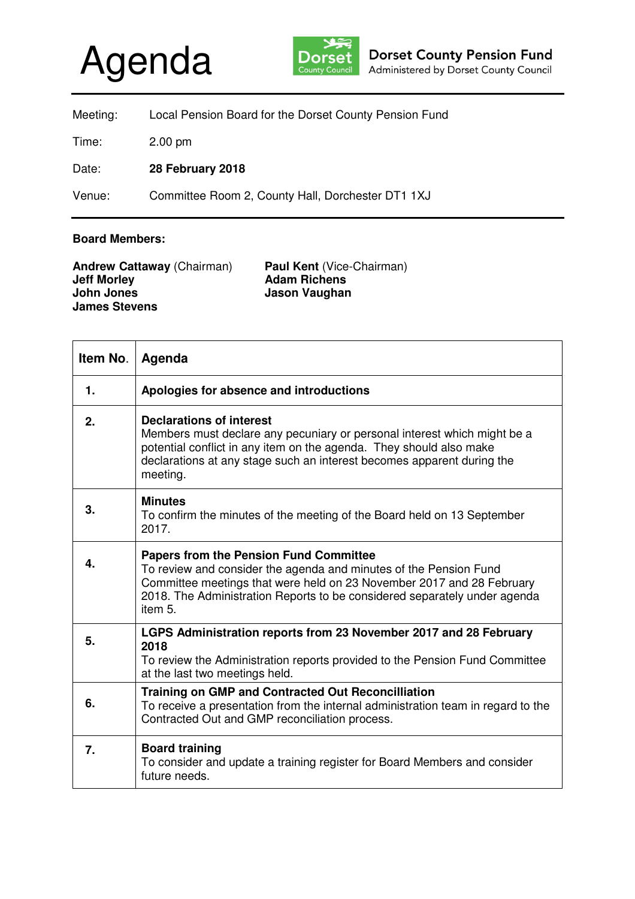# Agenda

**Dorset County Pension Fund**
Administered by Dorset County Council

| | |
|---|---|
| Meeting: | Local Pension Board for the Dorset County Pension Fund |
| Time: | 2.00 pm |
| Date: | **28 February 2018** |
| Venue: | Committee Room 2, County Hall, Dorchester DT1 1XJ |

**Board Members:**

**Andrew Cattaway** (Chairman)
**Jeff Morley**
**John Jones**
**James Stevens**
**Paul Kent** (Vice-Chairman)
**Adam Richens**
**Jason Vaughan**

| Item No. | Agenda |
|---|---|
| **1.** | **Apologies for absence and introductions** |
| **2.** | **Declarations of interest**<br>Members must declare any pecuniary or personal interest which might be a potential conflict in any item on the agenda. They should also make declarations at any stage such an interest becomes apparent during the meeting. |
| **3.** | **Minutes**<br>To confirm the minutes of the meeting of the Board held on 13 September 2017. |
| **4.** | **Papers from the Pension Fund Committee**<br>To review and consider the agenda and minutes of the Pension Fund Committee meetings that were held on 23 November 2017 and 28 February 2018. The Administration Reports to be considered separately under agenda item 5. |
| **5.** | **LGPS Administration reports from 23 November 2017 and 28 February 2018**<br>To review the Administration reports provided to the Pension Fund Committee at the last two meetings held. |
| **6.** | **Training on GMP and Contracted Out Reconcilliation**<br>To receive a presentation from the internal administration team in regard to the Contracted Out and GMP reconciliation process. |
| **7.** | **Board training**<br>To consider and update a training register for Board Members and consider future needs. |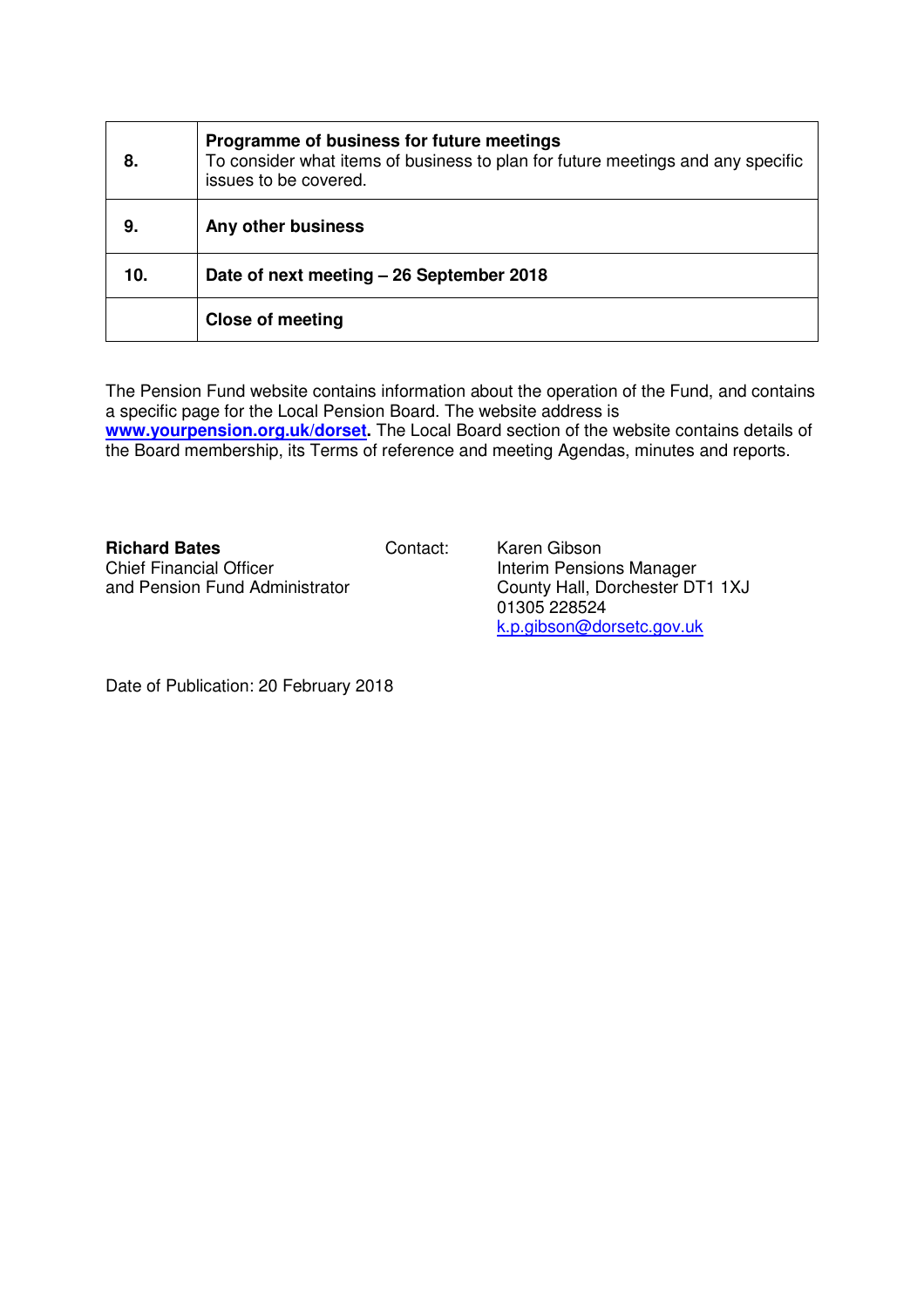| | |
|---|---|
| 8. | **Programme of business for future meetings**<br>To consider what items of business to plan for future meetings and any specific issues to be covered. |
| 9. | **Any other business** |
| 10. | **Date of next meeting – 26 September 2018** |
| | **Close of meeting** |

The Pension Fund website contains information about the operation of the Fund, and contains a specific page for the Local Pension Board. The website address is **www.yourpension.org.uk/dorset.** The Local Board section of the website contains details of the Board membership, its Terms of reference and meeting Agendas, minutes and reports.

**Richard Bates**
Chief Financial Officer
and Pension Fund Administrator

Contact:
Karen Gibson
Interim Pensions Manager
County Hall, Dorchester DT1 1XJ
01305 228524
k.p.gibson@dorsetc.gov.uk

Date of Publication: 20 February 2018